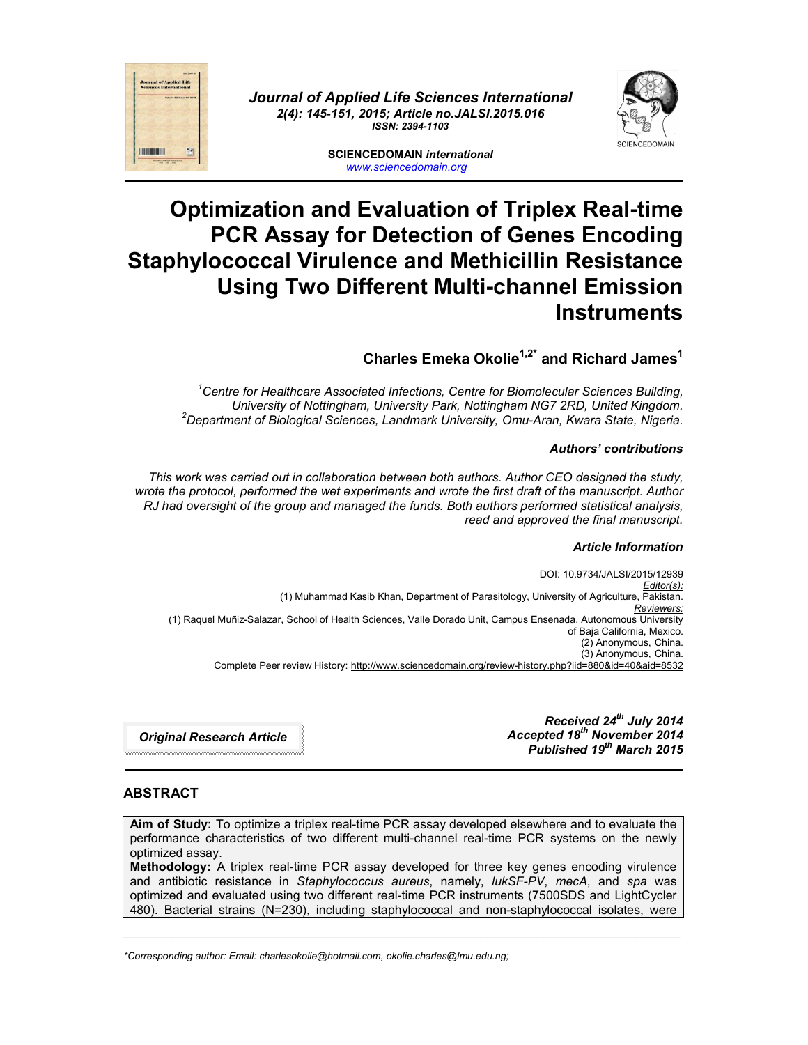*Journal of Applied Life Sciences International*
*2(4): 145-151, 2015; Article no.JALSI.2015.016*
*ISSN: 2394-1103*

**SCIENCEDOMAIN *international***
www.sciencedomain.org

# Optimization and Evaluation of Triplex Real-time PCR Assay for Detection of Genes Encoding Staphylococcal Virulence and Methicillin Resistance Using Two Different Multi-channel Emission Instruments

**Charles Emeka Okolie[1,2*] and Richard James[1]**

*[1]Centre for Healthcare Associated Infections, Centre for Biomolecular Sciences Building, University of Nottingham, University Park, Nottingham NG7 2RD, United Kingdom.*
*[2]Department of Biological Sciences, Landmark University, Omu-Aran, Kwara State, Nigeria.*

***Authors' contributions***

*This work was carried out in collaboration between both authors. Author CEO designed the study, wrote the protocol, performed the wet experiments and wrote the first draft of the manuscript. Author RJ had oversight of the group and managed the funds. Both authors performed statistical analysis, read and approved the final manuscript.*

***Article Information***

DOI: 10.9734/JALSI/2015/12939
*Editor(s):*
(1) Muhammad Kasib Khan, Department of Parasitology, University of Agriculture, Pakistan.
*Reviewers:*
(1) Raquel Muñiz-Salazar, School of Health Sciences, Valle Dorado Unit, Campus Ensenada, Autonomous University of Baja California, Mexico.
(2) Anonymous, China.
(3) Anonymous, China.
Complete Peer review History: http://www.sciencedomain.org/review-history.php?iid=880&id=40&aid=8532

***Original Research Article***

***Received 24th July 2014***
***Accepted 18th November 2014***
***Published 19th March 2015***

## ABSTRACT

**Aim of Study:** To optimize a triplex real-time PCR assay developed elsewhere and to evaluate the performance characteristics of two different multi-channel real-time PCR systems on the newly optimized assay.

**Methodology:** A triplex real-time PCR assay developed for three key genes encoding virulence and antibiotic resistance in *Staphylococcus aureus*, namely, *lukSF-PV*, *mecA*, and *spa* was optimized and evaluated using two different real-time PCR instruments (7500SDS and LightCycler 480). Bacterial strains (N=230), including staphylococcal and non-staphylococcal isolates, were

*\*Corresponding author: Email: charlesokolie@hotmail.com, okolie.charles@lmu.edu.ng;*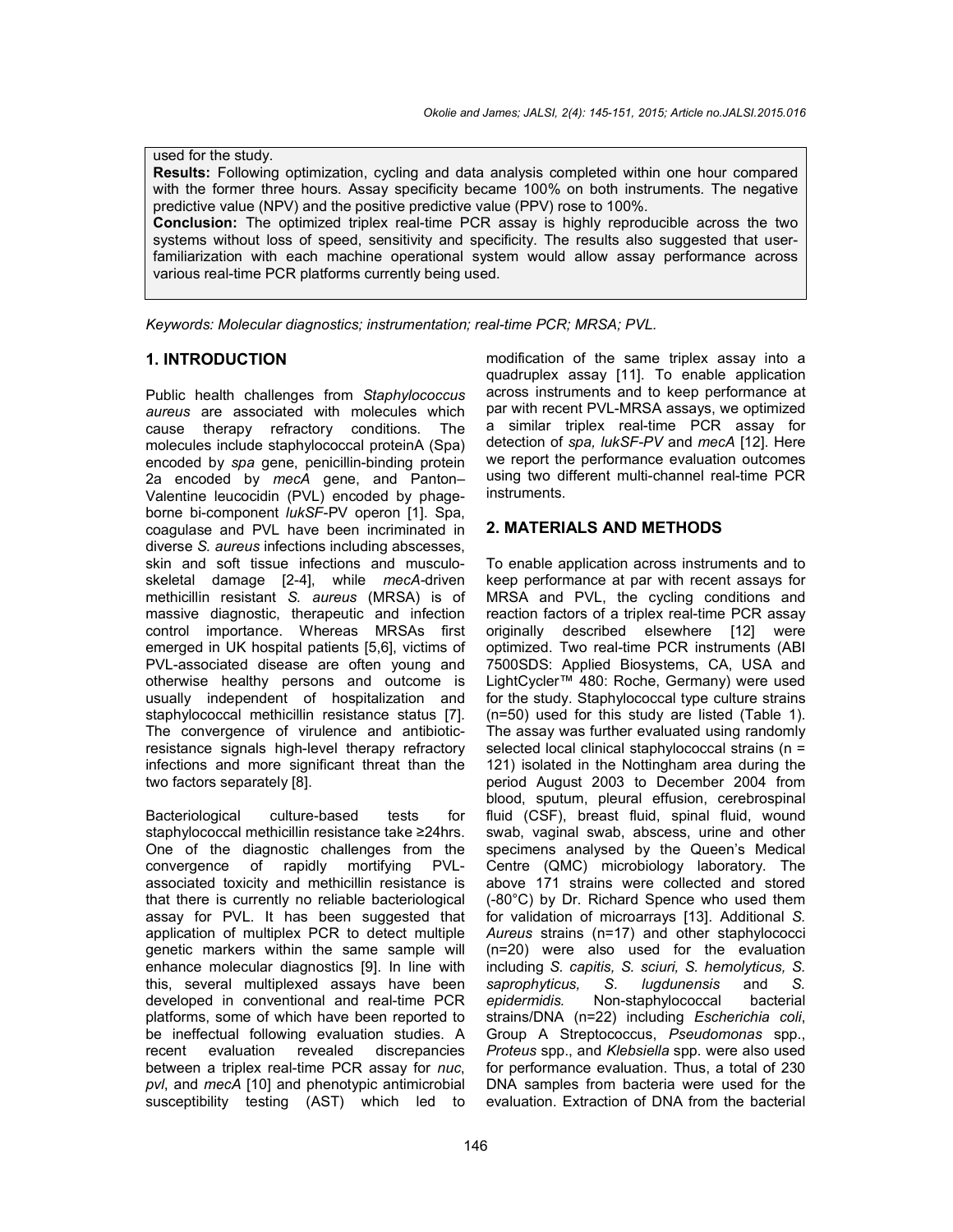used for the study.

**Results:** Following optimization, cycling and data analysis completed within one hour compared with the former three hours. Assay specificity became 100% on both instruments. The negative predictive value (NPV) and the positive predictive value (PPV) rose to 100%.

**Conclusion:** The optimized triplex real-time PCR assay is highly reproducible across the two systems without loss of speed, sensitivity and specificity. The results also suggested that user-familiarization with each machine operational system would allow assay performance across various real-time PCR platforms currently being used.

*Keywords: Molecular diagnostics; instrumentation; real-time PCR; MRSA; PVL.*

## 1. INTRODUCTION

Public health challenges from *Staphylococcus aureus* are associated with molecules which cause therapy refractory conditions. The molecules include staphylococcal proteinA (Spa) encoded by *spa* gene, penicillin-binding protein 2a encoded by *mecA* gene, and Panton–Valentine leucocidin (PVL) encoded by phage-borne bi-component *lukSF*-PV operon [1]. Spa, coagulase and PVL have been incriminated in diverse *S. aureus* infections including abscesses, skin and soft tissue infections and musculo-skeletal damage [2-4], while *mecA*-driven methicillin resistant *S. aureus* (MRSA) is of massive diagnostic, therapeutic and infection control importance. Whereas MRSAs first emerged in UK hospital patients [5,6], victims of PVL-associated disease are often young and otherwise healthy persons and outcome is usually independent of hospitalization and staphylococcal methicillin resistance status [7]. The convergence of virulence and antibiotic-resistance signals high-level therapy refractory infections and more significant threat than the two factors separately [8].

Bacteriological culture-based tests for staphylococcal methicillin resistance take ≥24hrs. One of the diagnostic challenges from the convergence of rapidly mortifying PVL-associated toxicity and methicillin resistance is that there is currently no reliable bacteriological assay for PVL. It has been suggested that application of multiplex PCR to detect multiple genetic markers within the same sample will enhance molecular diagnostics [9]. In line with this, several multiplexed assays have been developed in conventional and real-time PCR platforms, some of which have been reported to be ineffectual following evaluation studies. A recent evaluation revealed discrepancies between a triplex real-time PCR assay for *nuc*, *pvl*, and *mecA* [10] and phenotypic antimicrobial susceptibility testing (AST) which led to modification of the same triplex assay into a quadruplex assay [11]. To enable application across instruments and to keep performance at par with recent PVL-MRSA assays, we optimized a similar triplex real-time PCR assay for detection of *spa, lukSF-PV* and *mecA* [12]. Here we report the performance evaluation outcomes using two different multi-channel real-time PCR instruments.

## 2. MATERIALS AND METHODS

To enable application across instruments and to keep performance at par with recent assays for MRSA and PVL, the cycling conditions and reaction factors of a triplex real-time PCR assay originally described elsewhere [12] were optimized. Two real-time PCR instruments (ABI 7500SDS: Applied Biosystems, CA, USA and LightCycler™ 480: Roche, Germany) were used for the study. Staphylococcal type culture strains (n=50) used for this study are listed (Table 1). The assay was further evaluated using randomly selected local clinical staphylococcal strains (n = 121) isolated in the Nottingham area during the period August 2003 to December 2004 from blood, sputum, pleural effusion, cerebrospinal fluid (CSF), breast fluid, spinal fluid, wound swab, vaginal swab, abscess, urine and other specimens analysed by the Queen's Medical Centre (QMC) microbiology laboratory. The above 171 strains were collected and stored (-80°C) by Dr. Richard Spence who used them for validation of microarrays [13]. Additional *S. Aureus* strains (n=17) and other staphylococci (n=20) were also used for the evaluation including *S. capitis, S. sciuri, S. hemolyticus, S. saprophyticus, S. lugdunensis* and *S. epidermidis.* Non-staphylococcal bacterial strains/DNA (n=22) including *Escherichia coli*, Group A Streptococcus, *Pseudomonas* spp., *Proteus* spp., and *Klebsiella* spp. were also used for performance evaluation. Thus, a total of 230 DNA samples from bacteria were used for the evaluation. Extraction of DNA from the bacterial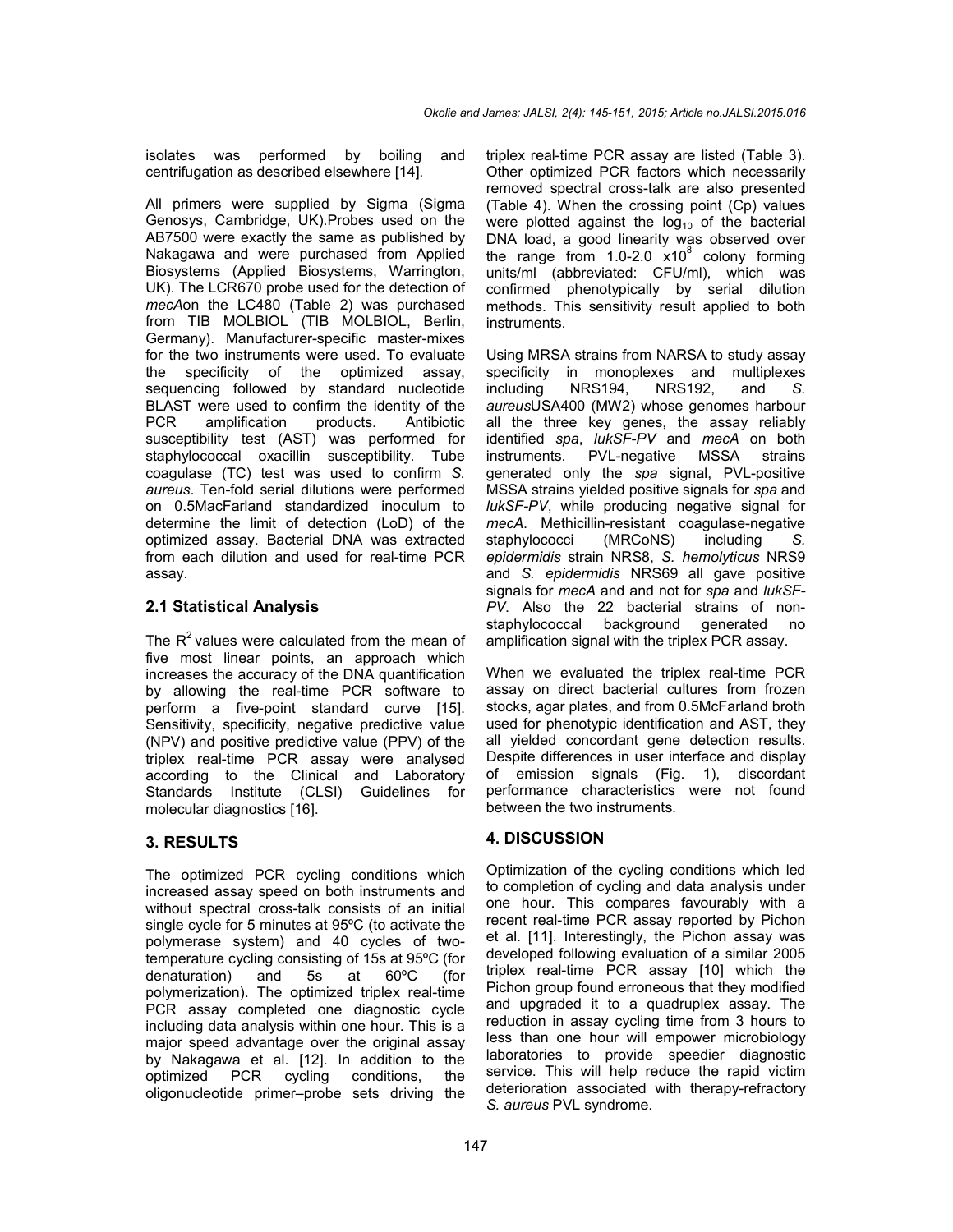isolates was performed by boiling and centrifugation as described elsewhere [14].

All primers were supplied by Sigma (Sigma Genosys, Cambridge, UK).Probes used on the AB7500 were exactly the same as published by Nakagawa and were purchased from Applied Biosystems (Applied Biosystems, Warrington, UK). The LCR670 probe used for the detection of *mecA*on the LC480 (Table 2) was purchased from TIB MOLBIOL (TIB MOLBIOL, Berlin, Germany). Manufacturer-specific master-mixes for the two instruments were used. To evaluate the specificity of the optimized assay, sequencing followed by standard nucleotide BLAST were used to confirm the identity of the PCR amplification products. Antibiotic susceptibility test (AST) was performed for staphylococcal oxacillin susceptibility. Tube coagulase (TC) test was used to confirm *S. aureus*. Ten-fold serial dilutions were performed on 0.5MacFarland standardized inoculum to determine the limit of detection (LoD) of the optimized assay. Bacterial DNA was extracted from each dilution and used for real-time PCR assay.

## 2.1 Statistical Analysis

The $R^2$ values were calculated from the mean of five most linear points, an approach which increases the accuracy of the DNA quantification by allowing the real-time PCR software to perform a five-point standard curve [15]. Sensitivity, specificity, negative predictive value (NPV) and positive predictive value (PPV) of the triplex real-time PCR assay were analysed according to the Clinical and Laboratory Standards Institute (CLSI) Guidelines for molecular diagnostics [16].

# 3. RESULTS

The optimized PCR cycling conditions which increased assay speed on both instruments and without spectral cross-talk consists of an initial single cycle for 5 minutes at 95ºC (to activate the polymerase system) and 40 cycles of two-temperature cycling consisting of 15s at 95ºC (for denaturation) and 5s at 60ºC (for polymerization). The optimized triplex real-time PCR assay completed one diagnostic cycle including data analysis within one hour. This is a major speed advantage over the original assay by Nakagawa et al. [12]. In addition to the optimized PCR cycling conditions, the oligonucleotide primer–probe sets driving the triplex real-time PCR assay are listed (Table 3). Other optimized PCR factors which necessarily removed spectral cross-talk are also presented (Table 4). When the crossing point (Cp) values were plotted against the $\log_{10}$ of the bacterial DNA load, a good linearity was observed over the range from 1.0-2.0 $\times 10^8$ colony forming units/ml (abbreviated: CFU/ml), which was confirmed phenotypically by serial dilution methods. This sensitivity result applied to both instruments.

Using MRSA strains from NARSA to study assay specificity in monoplexes and multiplexes including NRS194, NRS192, and *S. aureus*USA400 (MW2) whose genomes harbour all the three key genes, the assay reliably identified *spa*, *lukSF-PV* and *mecA* on both instruments. PVL-negative MSSA strains generated only the *spa* signal, PVL-positive MSSA strains yielded positive signals for *spa* and *lukSF-PV*, while producing negative signal for *mecA*. Methicillin-resistant coagulase-negative staphylococci (MRCoNS) including *S. epidermidis* strain NRS8, *S. hemolyticus* NRS9 and *S. epidermidis* NRS69 all gave positive signals for *mecA* and and not for *spa* and *lukSF-PV*. Also the 22 bacterial strains of non-staphylococcal background generated no amplification signal with the triplex PCR assay.

When we evaluated the triplex real-time PCR assay on direct bacterial cultures from frozen stocks, agar plates, and from 0.5McFarland broth used for phenotypic identification and AST, they all yielded concordant gene detection results. Despite differences in user interface and display of emission signals (Fig. 1), discordant performance characteristics were not found between the two instruments.

# 4. DISCUSSION

Optimization of the cycling conditions which led to completion of cycling and data analysis under one hour. This compares favourably with a recent real-time PCR assay reported by Pichon et al. [11]. Interestingly, the Pichon assay was developed following evaluation of a similar 2005 triplex real-time PCR assay [10] which the Pichon group found erroneous that they modified and upgraded it to a quadruplex assay. The reduction in assay cycling time from 3 hours to less than one hour will empower microbiology laboratories to provide speedier diagnostic service. This will help reduce the rapid victim deterioration associated with therapy-refractory *S. aureus* PVL syndrome.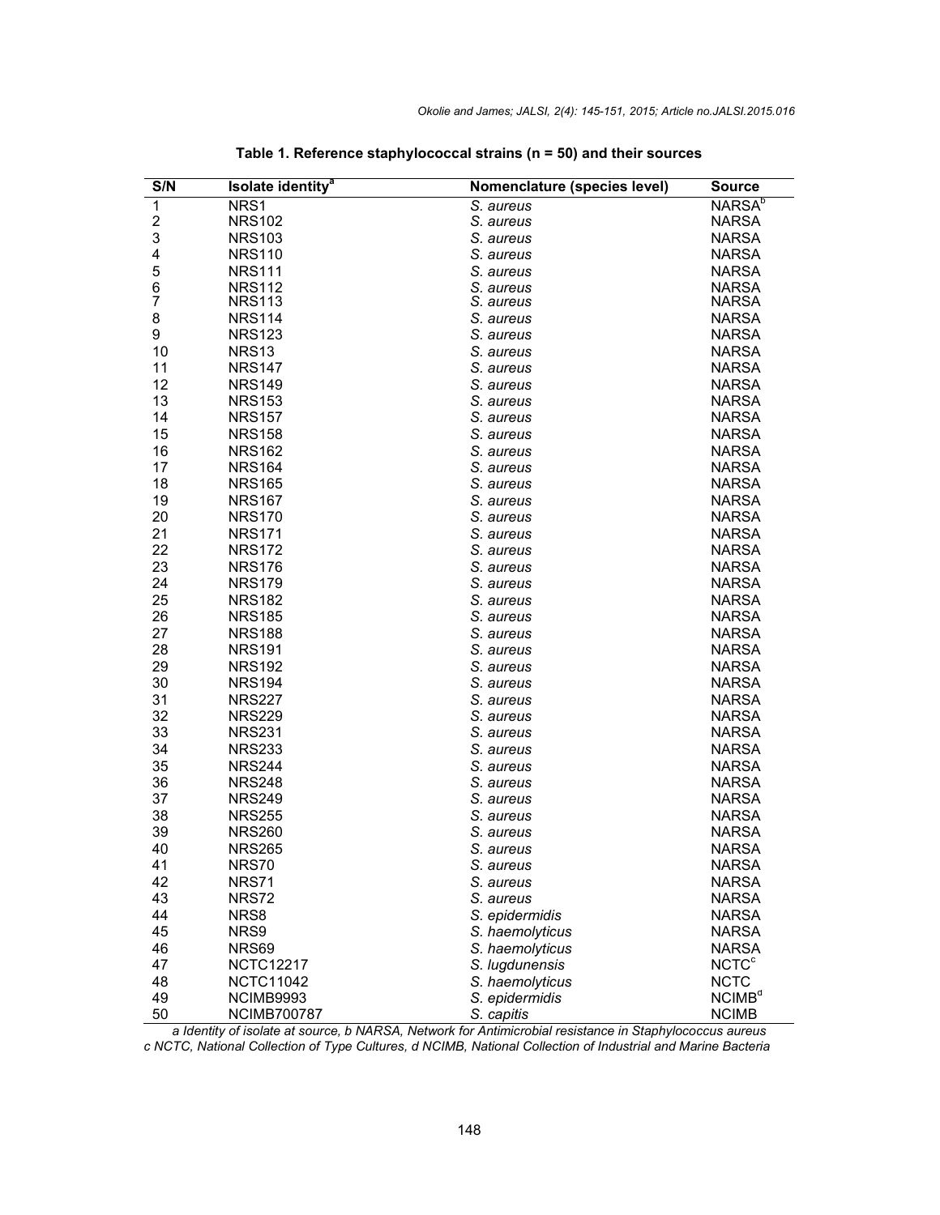**Table 1. Reference staphylococcal strains (n = 50) and their sources**

| S/N | Isolate identity[a] | Nomenclature (species level) | Source |
|---|---|---|---|
| 1 | NRS1 | *S. aureus* | NARSA[b] |
| 2 | NRS102 | *S. aureus* | NARSA |
| 3 | NRS103 | *S. aureus* | NARSA |
| 4 | NRS110 | *S. aureus* | NARSA |
| 5 | NRS111 | *S. aureus* | NARSA |
| 6 | NRS112 | *S. aureus* | NARSA |
| 7 | NRS113 | *S. aureus* | NARSA |
| 8 | NRS114 | *S. aureus* | NARSA |
| 9 | NRS123 | *S. aureus* | NARSA |
| 10 | NRS13 | *S. aureus* | NARSA |
| 11 | NRS147 | *S. aureus* | NARSA |
| 12 | NRS149 | *S. aureus* | NARSA |
| 13 | NRS153 | *S. aureus* | NARSA |
| 14 | NRS157 | *S. aureus* | NARSA |
| 15 | NRS158 | *S. aureus* | NARSA |
| 16 | NRS162 | *S. aureus* | NARSA |
| 17 | NRS164 | *S. aureus* | NARSA |
| 18 | NRS165 | *S. aureus* | NARSA |
| 19 | NRS167 | *S. aureus* | NARSA |
| 20 | NRS170 | *S. aureus* | NARSA |
| 21 | NRS171 | *S. aureus* | NARSA |
| 22 | NRS172 | *S. aureus* | NARSA |
| 23 | NRS176 | *S. aureus* | NARSA |
| 24 | NRS179 | *S. aureus* | NARSA |
| 25 | NRS182 | *S. aureus* | NARSA |
| 26 | NRS185 | *S. aureus* | NARSA |
| 27 | NRS188 | *S. aureus* | NARSA |
| 28 | NRS191 | *S. aureus* | NARSA |
| 29 | NRS192 | *S. aureus* | NARSA |
| 30 | NRS194 | *S. aureus* | NARSA |
| 31 | NRS227 | *S. aureus* | NARSA |
| 32 | NRS229 | *S. aureus* | NARSA |
| 33 | NRS231 | *S. aureus* | NARSA |
| 34 | NRS233 | *S. aureus* | NARSA |
| 35 | NRS244 | *S. aureus* | NARSA |
| 36 | NRS248 | *S. aureus* | NARSA |
| 37 | NRS249 | *S. aureus* | NARSA |
| 38 | NRS255 | *S. aureus* | NARSA |
| 39 | NRS260 | *S. aureus* | NARSA |
| 40 | NRS265 | *S. aureus* | NARSA |
| 41 | NRS70 | *S. aureus* | NARSA |
| 42 | NRS71 | *S. aureus* | NARSA |
| 43 | NRS72 | *S. aureus* | NARSA |
| 44 | NRS8 | *S. epidermidis* | NARSA |
| 45 | NRS9 | *S. haemolyticus* | NARSA |
| 46 | NRS69 | *S. haemolyticus* | NARSA |
| 47 | NCTC12217 | *S. lugdunensis* | NCTC[c] |
| 48 | NCTC11042 | *S. haemolyticus* | NCTC |
| 49 | NCIMB9993 | *S. epidermidis* | NCIMB[d] |
| 50 | NCIMB700787 | *S. capitis* | NCIMB |

*a Identity of isolate at source, b NARSA, Network for Antimicrobial resistance in Staphylococcus aureus*
*c NCTC, National Collection of Type Cultures, d NCIMB, National Collection of Industrial and Marine Bacteria*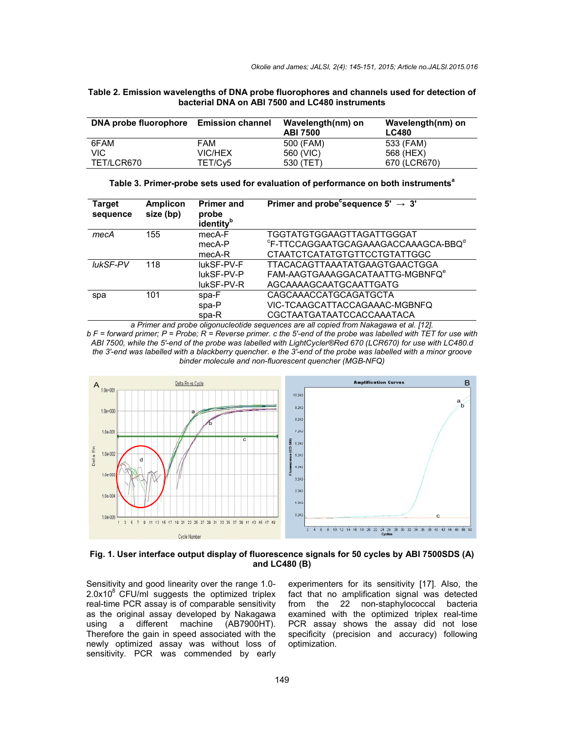**Table 2. Emission wavelengths of DNA probe fluorophores and channels used for detection of bacterial DNA on ABI 7500 and LC480 instruments**

| DNA probe fluorophore | Emission channel | Wavelength(nm) on ABI 7500 | Wavelength(nm) on LC480 |
|---|---|---|---|
| 6FAM | FAM | 500 (FAM) | 533 (FAM) |
| VIC | VIC/HEX | 560 (VIC) | 568 (HEX) |
| TET/LCR670 | TET/Cy5 | 530 (TET) | 670 (LCR670) |

**Table 3. Primer-probe sets used for evaluation of performance on both instruments[a]**

| Target sequence | Amplicon size (bp) | Primer and probe identity[b] | Primer and probe[c] sequence 5' → 3' |
|---|---|---|---|
| *mecA* | 155 | mecA-F | TGGTATGTGGAAGTTAGATTGGGAT |
| | | mecA-P | [c]F-TTCCAGGAATGCAGAAAGACCAAAGCA-BBQ[d] |
| | | mecA-R | CTAATCTCATATGTGTTCCTGTATTGGC |
| *lukSF-PV* | 118 | lukSF-PV-F | TTACACAGTTAAATATGAAGTGAACTGGA |
| | | lukSF-PV-P | FAM-AAGTGAAAGGACATAATTG-MGBNFQ[e] |
| | | lukSF-PV-R | AGCAAAAGCAATGCAATTGATG |
| spa | 101 | spa-F | CAGCAAACCATGCAGATGCTA |
| | | spa-P | VIC-TCAAGCATTACCAGAAAC-MGBNFQ |
| | | spa-R | CGCTAATGATAATCCACCAAATACA |

*a Primer and probe oligonucleotide sequences are all copied from Nakagawa et al. [12].*
*b F = forward primer; P = Probe; R = Reverse primer. c the 5'-end of the probe was labelled with TET for use with ABI 7500, while the 5'-end of the probe was labelled with LightCycler®Red 670 (LCR670) for use with LC480.d the 3'-end was labelled with a blackberry quencher. e the 3'-end of the probe was labelled with a minor groove binder molecule and non-fluorescent quencher (MGB-NFQ)*

**Fig. 1. User interface output display of fluorescence signals for 50 cycles by ABI 7500SDS (A) and LC480 (B)**

Sensitivity and good linearity over the range 1.0-2.0x$10^8$ CFU/ml suggests the optimized triplex real-time PCR assay is of comparable sensitivity as the original assay developed by Nakagawa using a different machine (AB7900HT). Therefore the gain in speed associated with the newly optimized assay was without loss of sensitivity. PCR was commended by early experimenters for its sensitivity [17]. Also, the fact that no amplification signal was detected from the 22 non-staphylococcal bacteria examined with the optimized triplex real-time PCR assay shows the assay did not lose specificity (precision and accuracy) following optimization.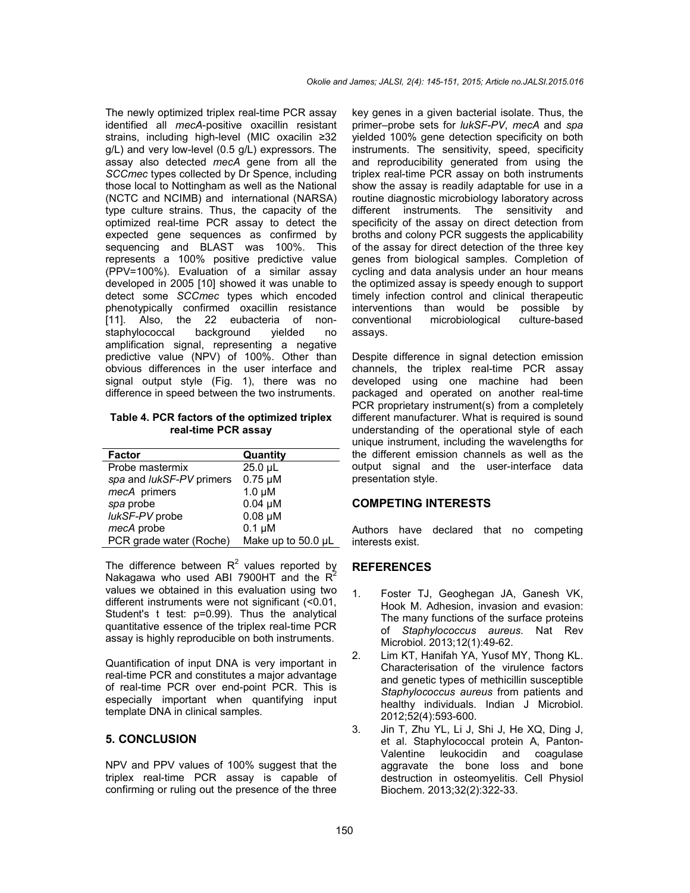The newly optimized triplex real-time PCR assay identified all *mecA*-positive oxacillin resistant strains, including high-level (MIC oxacilin ≥32 g/L) and very low-level (0.5 g/L) expressors. The assay also detected *mecA* gene from all the *SCCmec* types collected by Dr Spence, including those local to Nottingham as well as the National (NCTC and NCIMB) and international (NARSA) type culture strains. Thus, the capacity of the optimized real-time PCR assay to detect the expected gene sequences as confirmed by sequencing and BLAST was 100%. This represents a 100% positive predictive value (PPV=100%). Evaluation of a similar assay developed in 2005 [10] showed it was unable to detect some *SCCmec* types which encoded phenotypically confirmed oxacillin resistance [11]. Also, the 22 eubacteria of non-staphylococcal background yielded no amplification signal, representing a negative predictive value (NPV) of 100%. Other than obvious differences in the user interface and signal output style (Fig. 1), there was no difference in speed between the two instruments.

**Table 4. PCR factors of the optimized triplex real-time PCR assay**

| Factor | Quantity |
|---|---|
| Probe mastermix | 25.0 µL |
| *spa* and *lukSF-PV* primers | 0.75 µM |
| *mecA* primers | 1.0 µM |
| *spa* probe | 0.04 µM |
| *lukSF-PV* probe | 0.08 µM |
| *mecA* probe | 0.1 µM |
| PCR grade water (Roche) | Make up to 50.0 µL |

The difference between $R^2$ values reported by Nakagawa who used ABI 7900HT and the $R^2$ values we obtained in this evaluation using two different instruments were not significant (<0.01, Student's t test: p=0.99). Thus the analytical quantitative essence of the triplex real-time PCR assay is highly reproducible on both instruments.

Quantification of input DNA is very important in real-time PCR and constitutes a major advantage of real-time PCR over end-point PCR. This is especially important when quantifying input template DNA in clinical samples.

## 5. CONCLUSION

NPV and PPV values of 100% suggest that the triplex real-time PCR assay is capable of confirming or ruling out the presence of the three key genes in a given bacterial isolate. Thus, the primer–probe sets for *lukSF-PV*, *mecA* and *spa* yielded 100% gene detection specificity on both instruments. The sensitivity, speed, specificity and reproducibility generated from using the triplex real-time PCR assay on both instruments show the assay is readily adaptable for use in a routine diagnostic microbiology laboratory across different instruments. The sensitivity and specificity of the assay on direct detection from broths and colony PCR suggests the applicability of the assay for direct detection of the three key genes from biological samples. Completion of cycling and data analysis under an hour means the optimized assay is speedy enough to support timely infection control and clinical therapeutic interventions than would be possible by conventional microbiological culture-based assays.

Despite difference in signal detection emission channels, the triplex real-time PCR assay developed using one machine had been packaged and operated on another real-time PCR proprietary instrument(s) from a completely different manufacturer. What is required is sound understanding of the operational style of each unique instrument, including the wavelengths for the different emission channels as well as the output signal and the user-interface data presentation style.

## COMPETING INTERESTS

Authors have declared that no competing interests exist.

## REFERENCES

1. Foster TJ, Geoghegan JA, Ganesh VK, Hook M. Adhesion, invasion and evasion: The many functions of the surface proteins of *Staphylococcus aureus*. Nat Rev Microbiol. 2013;12(1):49-62.
2. Lim KT, Hanifah YA, Yusof MY, Thong KL. Characterisation of the virulence factors and genetic types of methicillin susceptible *Staphylococcus aureus* from patients and healthy individuals. Indian J Microbiol. 2012;52(4):593-600.
3. Jin T, Zhu YL, Li J, Shi J, He XQ, Ding J, et al. Staphylococcal protein A, Panton-Valentine leukocidin and coagulase aggravate the bone loss and bone destruction in osteomyelitis. Cell Physiol Biochem. 2013;32(2):322-33.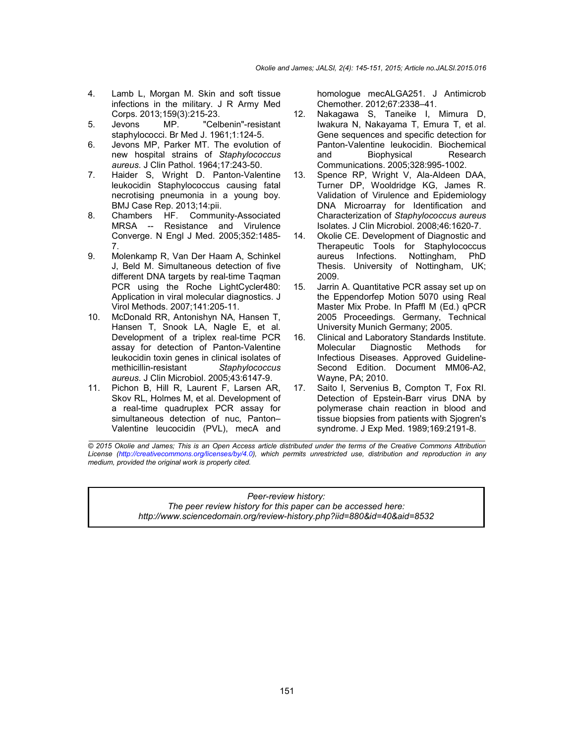4. Lamb L, Morgan M. Skin and soft tissue infections in the military. J R Army Med Corps. 2013;159(3):215-23.
5. Jevons MP. "Celbenin"-resistant staphylococci. Br Med J. 1961;1:124-5.
6. Jevons MP, Parker MT. The evolution of new hospital strains of *Staphylococcus aureus*. J Clin Pathol. 1964;17:243-50.
7. Haider S, Wright D. Panton-Valentine leukocidin Staphylococcus causing fatal necrotising pneumonia in a young boy. BMJ Case Rep. 2013;14:pii.
8. Chambers HF. Community-Associated MRSA -- Resistance and Virulence Converge. N Engl J Med. 2005;352:1485-7.
9. Molenkamp R, Van Der Haam A, Schinkel J, Beld M. Simultaneous detection of five different DNA targets by real-time Taqman PCR using the Roche LightCycler480: Application in viral molecular diagnostics. J Virol Methods. 2007;141:205-11.
10. McDonald RR, Antonishyn NA, Hansen T, Hansen T, Snook LA, Nagle E, et al. Development of a triplex real-time PCR assay for detection of Panton-Valentine leukocidin toxin genes in clinical isolates of methicillin-resistant *Staphylococcus aureus*. J Clin Microbiol. 2005;43:6147-9.
11. Pichon B, Hill R, Laurent F, Larsen AR, Skov RL, Holmes M, et al. Development of a real-time quadruplex PCR assay for simultaneous detection of nuc, Panton–Valentine leucocidin (PVL), mecA and homologue mecALGA251. J Antimicrob Chemother. 2012;67:2338–41.
12. Nakagawa S, Taneike I, Mimura D, Iwakura N, Nakayama T, Emura T, et al. Gene sequences and specific detection for Panton-Valentine leukocidin. Biochemical and Biophysical Research Communications. 2005;328:995-1002.
13. Spence RP, Wright V, Ala-Aldeen DAA, Turner DP, Wooldridge KG, James R. Validation of Virulence and Epidemiology DNA Microarray for Identification and Characterization of *Staphylococcus aureus* Isolates. J Clin Microbiol. 2008;46:1620-7.
14. Okolie CE. Development of Diagnostic and Therapeutic Tools for Staphylococcus aureus Infections. Nottingham, PhD Thesis. University of Nottingham, UK; 2009.
15. Jarrin A. Quantitative PCR assay set up on the Eppendorfep Motion 5070 using Real Master Mix Probe. In Pfaffl M (Ed.) qPCR 2005 Proceedings. Germany, Technical University Munich Germany; 2005.
16. Clinical and Laboratory Standards Institute. Molecular Diagnostic Methods for Infectious Diseases. Approved Guideline-Second Edition. Document MM06-A2, Wayne, PA; 2010.
17. Saito I, Servenius B, Compton T, Fox RI. Detection of Epstein-Barr virus DNA by polymerase chain reaction in blood and tissue biopsies from patients with Sjogren's syndrome. J Exp Med. 1989;169:2191-8.

---

*© 2015 Okolie and James; This is an Open Access article distributed under the terms of the Creative Commons Attribution License (http://creativecommons.org/licenses/by/4.0), which permits unrestricted use, distribution and reproduction in any medium, provided the original work is properly cited.*

*Peer-review history:*
*The peer review history for this paper can be accessed here:*
*http://www.sciencedomain.org/review-history.php?iid=880&id=40&aid=8532*